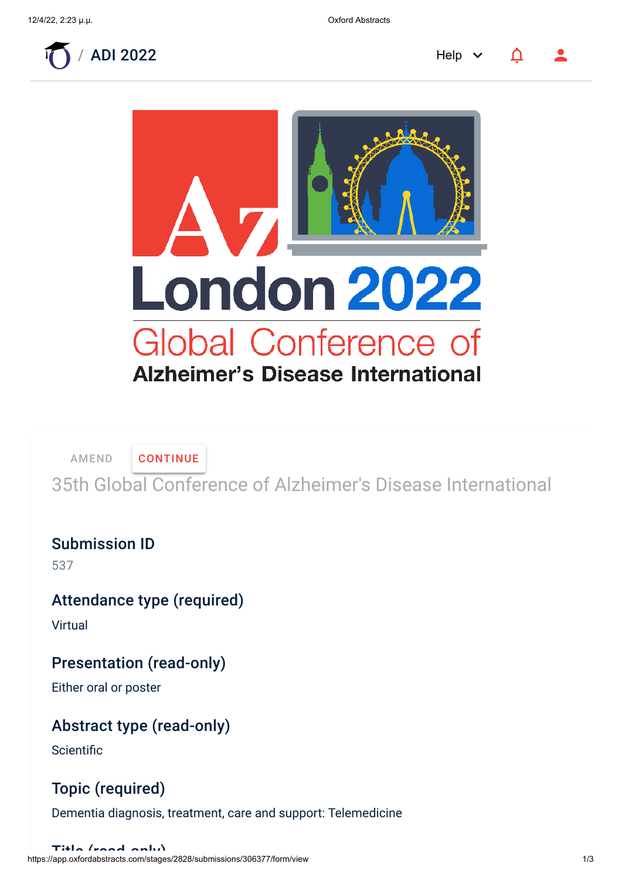ADI 2022

London 2022

Global Conference of

Alzheimer's Disease International

AMEND CONTINUE

# 35th Global Conference of Alzheimer's Disease International

## Submission ID

537

## Attendance type (required)

Virtual

## Presentation (read-only)

Either oral or poster

## Abstract type (read-only)

Scientific

## Topic (required)

Dementia diagnosis, treatment, care and support: Telemedicine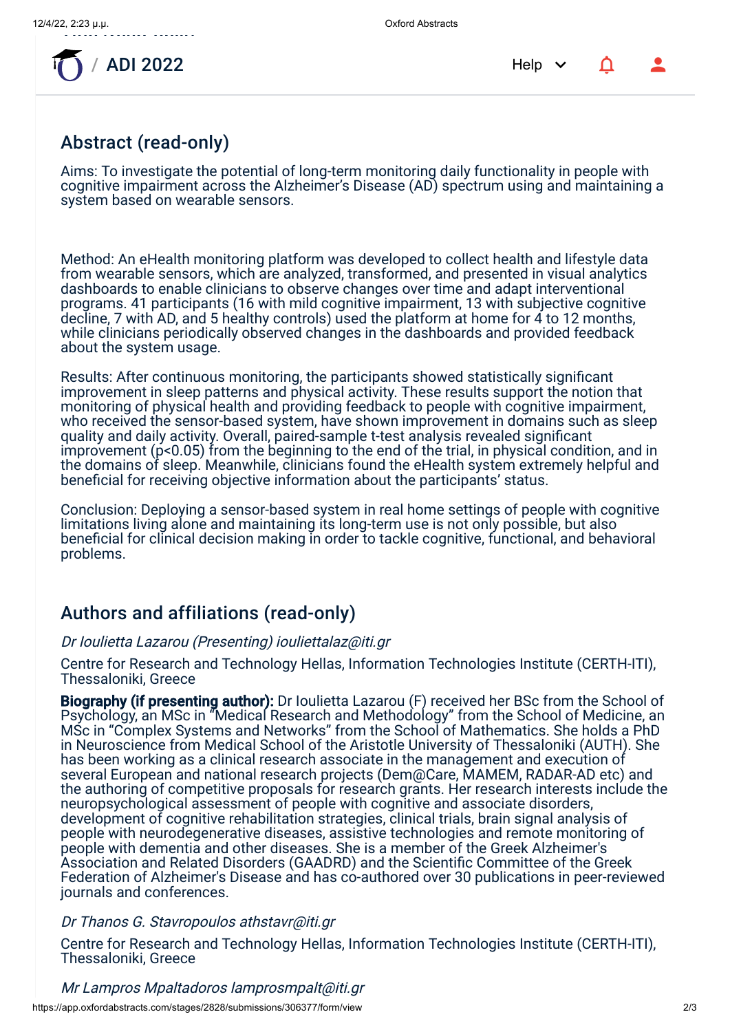## Abstract (read-only)

Aims: To investigate the potential of long-term monitoring daily functionality in people with cognitive impairment across the Alzheimer's Disease (AD) spectrum using and maintaining a system based on wearable sensors.

Method: An eHealth monitoring platform was developed to collect health and lifestyle data from wearable sensors, which are analyzed, transformed, and presented in visual analytics dashboards to enable clinicians to observe changes over time and adapt interventional programs. 41 participants (16 with mild cognitive impairment, 13 with subjective cognitive decline, 7 with AD, and 5 healthy controls) used the platform at home for 4 to 12 months, while clinicians periodically observed changes in the dashboards and provided feedback about the system usage.

Results: After continuous monitoring, the participants showed statistically significant improvement in sleep patterns and physical activity. These results support the notion that monitoring of physical health and providing feedback to people with cognitive impairment, who received the sensor-based system, have shown improvement in domains such as sleep quality and daily activity. Overall, paired-sample t-test analysis revealed significant improvement ($p<0.05$) from the beginning to the end of the trial, in physical condition, and in the domains of sleep. Meanwhile, clinicians found the eHealth system extremely helpful and beneficial for receiving objective information about the participants' status.

Conclusion: Deploying a sensor-based system in real home settings of people with cognitive limitations living alone and maintaining its long-term use is not only possible, but also beneficial for clinical decision making in order to tackle cognitive, functional, and behavioral problems.

## Authors and affiliations (read-only)

*Dr Ioulietta Lazarou (Presenting) iouliettalaz@iti.gr*

Centre for Research and Technology Hellas, Information Technologies Institute (CERTH-ITI), Thessaloniki, Greece

**Biography (if presenting author):** Dr Ioulietta Lazarou (F) received her BSc from the School of Psychology, an MSc in "Medical Research and Methodology" from the School of Medicine, an MSc in "Complex Systems and Networks" from the School of Mathematics. She holds a PhD in Neuroscience from Medical School of the Aristotle University of Thessaloniki (AUTH). She has been working as a clinical research associate in the management and execution of several European and national research projects (Dem@Care, MAMEM, RADAR-AD etc) and the authoring of competitive proposals for research grants. Her research interests include the neuropsychological assessment of people with cognitive and associate disorders, development of cognitive rehabilitation strategies, clinical trials, brain signal analysis of people with neurodegenerative diseases, assistive technologies and remote monitoring of people with dementia and other diseases. She is a member of the Greek Alzheimer's Association and Related Disorders (GAADRD) and the Scientific Committee of the Greek Federation of Alzheimer's Disease and has co-authored over 30 publications in peer-reviewed journals and conferences.

*Dr Thanos G. Stavropoulos athstavr@iti.gr*

Centre for Research and Technology Hellas, Information Technologies Institute (CERTH-ITI), Thessaloniki, Greece

*Mr Lampros Mpaltadoros lamprosmpalt@iti.gr*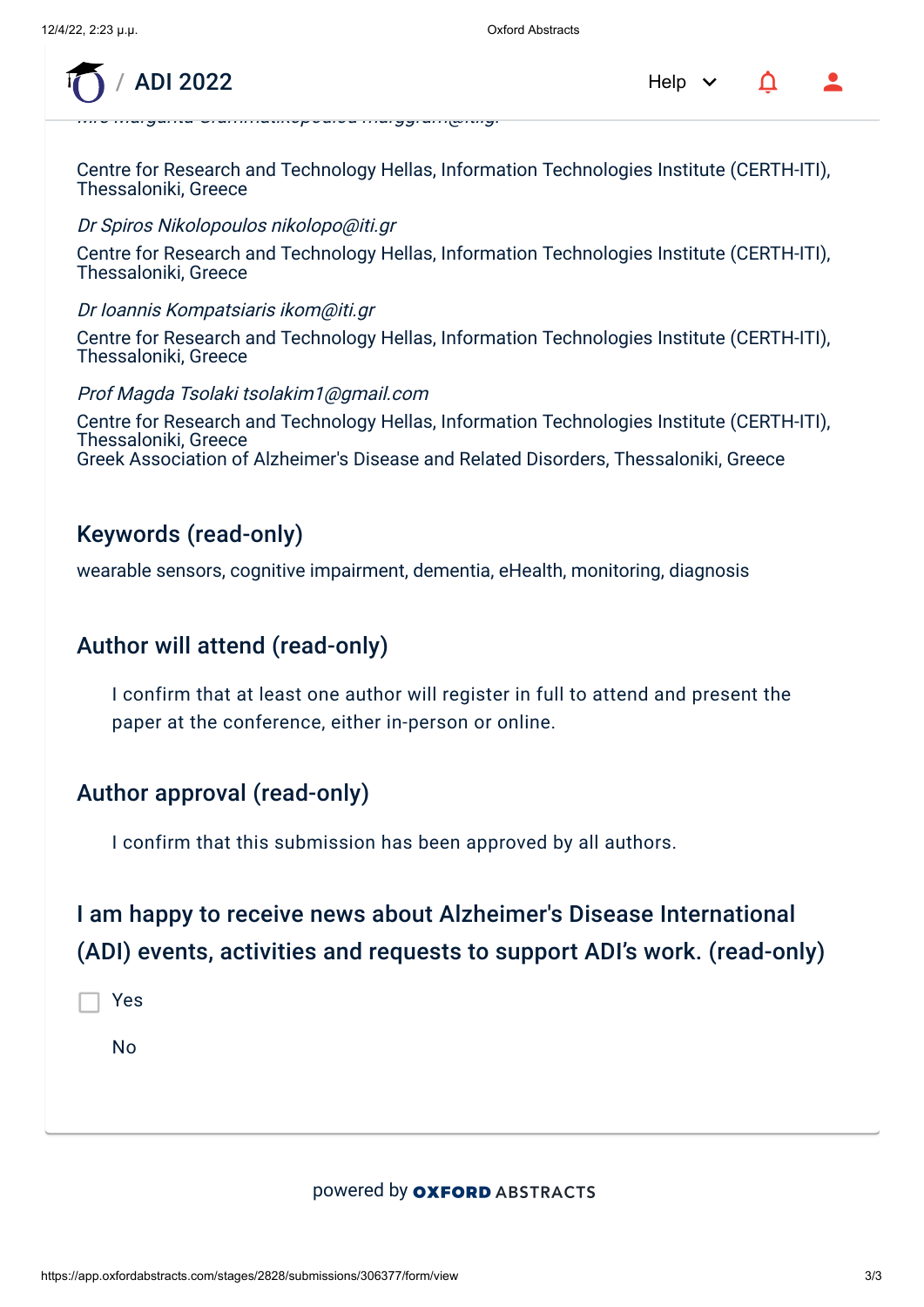*Mrs Margarita Grammatikopoulou margram@iti.gr*

Centre for Research and Technology Hellas, Information Technologies Institute (CERTH-ITI), Thessaloniki, Greece

*Dr Spiros Nikolopoulos nikolopo@iti.gr*

Centre for Research and Technology Hellas, Information Technologies Institute (CERTH-ITI), Thessaloniki, Greece

*Dr Ioannis Kompatsiaris ikom@iti.gr*

Centre for Research and Technology Hellas, Information Technologies Institute (CERTH-ITI), Thessaloniki, Greece

*Prof Magda Tsolaki tsolakim1@gmail.com*

Centre for Research and Technology Hellas, Information Technologies Institute (CERTH-ITI), Thessaloniki, Greece
Greek Association of Alzheimer's Disease and Related Disorders, Thessaloniki, Greece

## Keywords (read-only)

wearable sensors, cognitive impairment, dementia, eHealth, monitoring, diagnosis

## Author will attend (read-only)

I confirm that at least one author will register in full to attend and present the paper at the conference, either in-person or online.

## Author approval (read-only)

I confirm that this submission has been approved by all authors.

## I am happy to receive news about Alzheimer's Disease International (ADI) events, activities and requests to support ADI's work. (read-only)

- [ ] Yes

No

powered by **OXFORD** ABSTRACTS